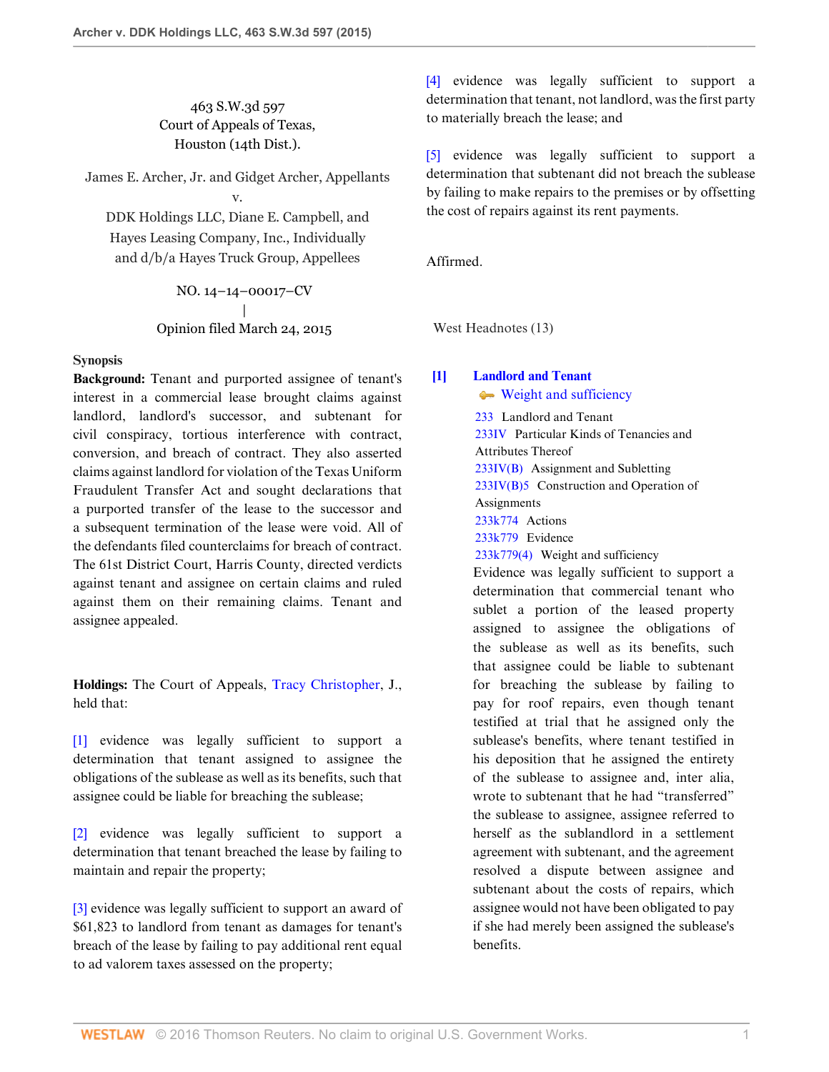463 S.W.3d 597
Court of Appeals of Texas,
Houston (14th Dist.).

James E. Archer, Jr. and Gidget Archer, Appellants
v.
DDK Holdings LLC, Diane E. Campbell, and Hayes Leasing Company, Inc., Individually and d/b/a Hayes Truck Group, Appellees

NO. 14–14–00017–CV
|
Opinion filed March 24, 2015

**Synopsis**

**Background:** Tenant and purported assignee of tenant's interest in a commercial lease brought claims against landlord, landlord's successor, and subtenant for civil conspiracy, tortious interference with contract, conversion, and breach of contract. They also asserted claims against landlord for violation of the Texas Uniform Fraudulent Transfer Act and sought declarations that a purported transfer of the lease to the successor and a subsequent termination of the lease were void. All of the defendants filed counterclaims for breach of contract. The 61st District Court, Harris County, directed verdicts against tenant and assignee on certain claims and ruled against them on their remaining claims. Tenant and assignee appealed.

**Holdings:** The Court of Appeals, Tracy Christopher, J., held that:

[1] evidence was legally sufficient to support a determination that tenant assigned to assignee the obligations of the sublease as well as its benefits, such that assignee could be liable for breaching the sublease;

[2] evidence was legally sufficient to support a determination that tenant breached the lease by failing to maintain and repair the property;

[3] evidence was legally sufficient to support an award of $61,823 to landlord from tenant as damages for tenant's breach of the lease by failing to pay additional rent equal to ad valorem taxes assessed on the property;

[4] evidence was legally sufficient to support a determination that tenant, not landlord, was the first party to materially breach the lease; and

[5] evidence was legally sufficient to support a determination that subtenant did not breach the sublease by failing to make repairs to the premises or by offsetting the cost of repairs against its rent payments.

Affirmed.

West Headnotes (13)

**[1] Landlord and Tenant**
Weight and sufficiency

233 Landlord and Tenant
233IV Particular Kinds of Tenancies and Attributes Thereof
233IV(B) Assignment and Subletting
233IV(B)5 Construction and Operation of Assignments
233k774 Actions
233k779 Evidence
233k779(4) Weight and sufficiency

Evidence was legally sufficient to support a determination that commercial tenant who sublet a portion of the leased property assigned to assignee the obligations of the sublease as well as its benefits, such that assignee could be liable to subtenant for breaching the sublease by failing to pay for roof repairs, even though tenant testified at trial that he assigned only the sublease's benefits, where tenant testified in his deposition that he assigned the entirety of the sublease to assignee and, inter alia, wrote to subtenant that he had "transferred" the sublease to assignee, assignee referred to herself as the sublandlord in a settlement agreement with subtenant, and the agreement resolved a dispute between assignee and subtenant about the costs of repairs, which assignee would not have been obligated to pay if she had merely been assigned the sublease's benefits.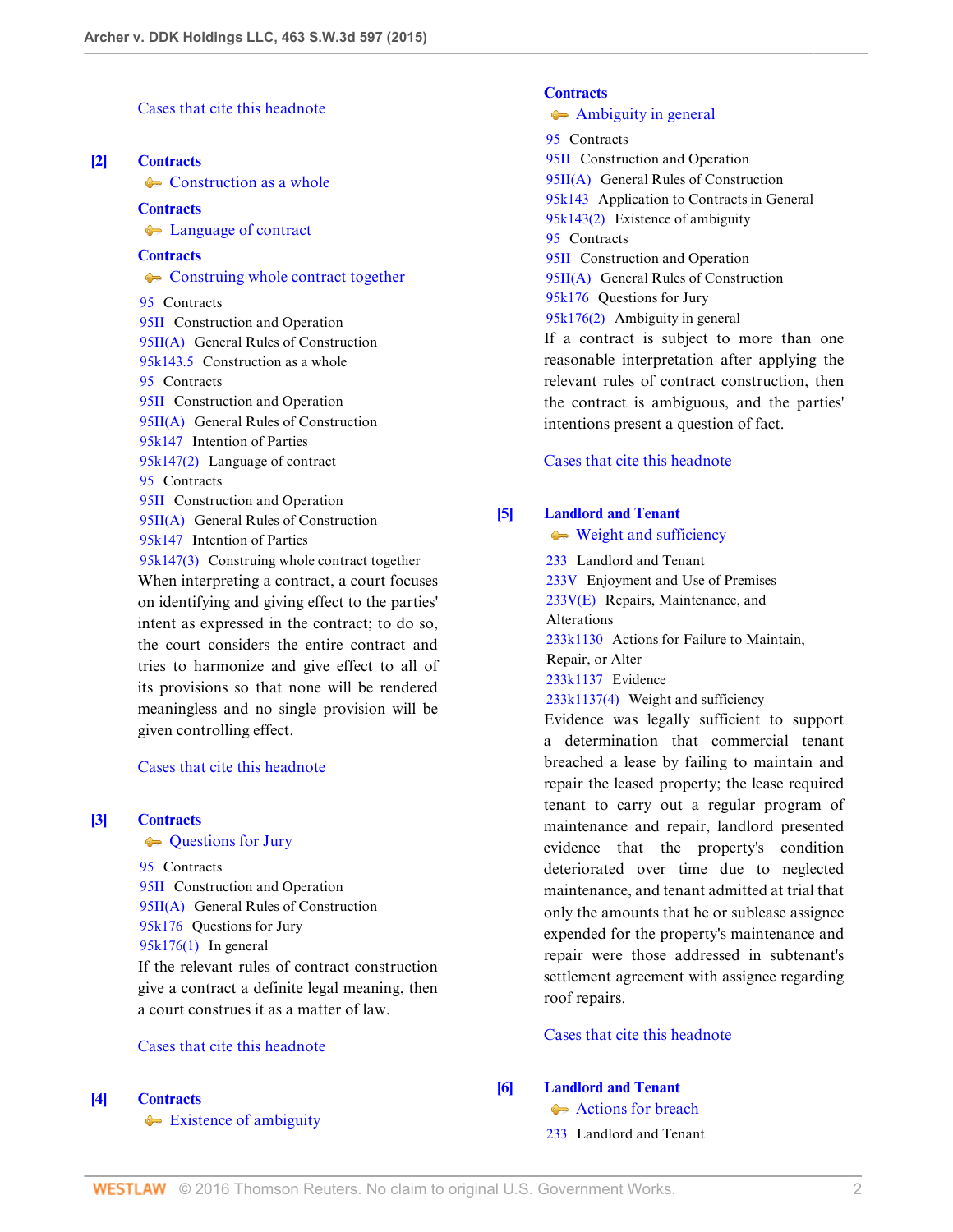Cases that cite this headnote

**[2]** **Contracts**
Construction as a whole

**Contracts**
Language of contract

**Contracts**
Construing whole contract together

95 Contracts
95II Construction and Operation
95II(A) General Rules of Construction
95k143.5 Construction as a whole
95 Contracts
95II Construction and Operation
95II(A) General Rules of Construction
95k147 Intention of Parties
95k147(2) Language of contract
95 Contracts
95II Construction and Operation
95II(A) General Rules of Construction
95k147 Intention of Parties
95k147(3) Construing whole contract together

When interpreting a contract, a court focuses on identifying and giving effect to the parties' intent as expressed in the contract; to do so, the court considers the entire contract and tries to harmonize and give effect to all of its provisions so that none will be rendered meaningless and no single provision will be given controlling effect.

Cases that cite this headnote

**[3]** **Contracts**
Questions for Jury

95 Contracts
95II Construction and Operation
95II(A) General Rules of Construction
95k176 Questions for Jury
95k176(1) In general

If the relevant rules of contract construction give a contract a definite legal meaning, then a court construes it as a matter of law.

Cases that cite this headnote

**[4]** **Contracts**
Existence of ambiguity

**Contracts**
Ambiguity in general

95 Contracts
95II Construction and Operation
95II(A) General Rules of Construction
95k143 Application to Contracts in General
95k143(2) Existence of ambiguity
95 Contracts
95II Construction and Operation
95II(A) General Rules of Construction
95k176 Questions for Jury
95k176(2) Ambiguity in general

If a contract is subject to more than one reasonable interpretation after applying the relevant rules of contract construction, then the contract is ambiguous, and the parties' intentions present a question of fact.

Cases that cite this headnote

**[5]** **Landlord and Tenant**
Weight and sufficiency

233 Landlord and Tenant
233V Enjoyment and Use of Premises
233V(E) Repairs, Maintenance, and Alterations
233k1130 Actions for Failure to Maintain, Repair, or Alter
233k1137 Evidence
233k1137(4) Weight and sufficiency

Evidence was legally sufficient to support a determination that commercial tenant breached a lease by failing to maintain and repair the leased property; the lease required tenant to carry out a regular program of maintenance and repair, landlord presented evidence that the property's condition deteriorated over time due to neglected maintenance, and tenant admitted at trial that only the amounts that he or sublease assignee expended for the property's maintenance and repair were those addressed in subtenant's settlement agreement with assignee regarding roof repairs.

Cases that cite this headnote

**[6]** **Landlord and Tenant**
Actions for breach

233 Landlord and Tenant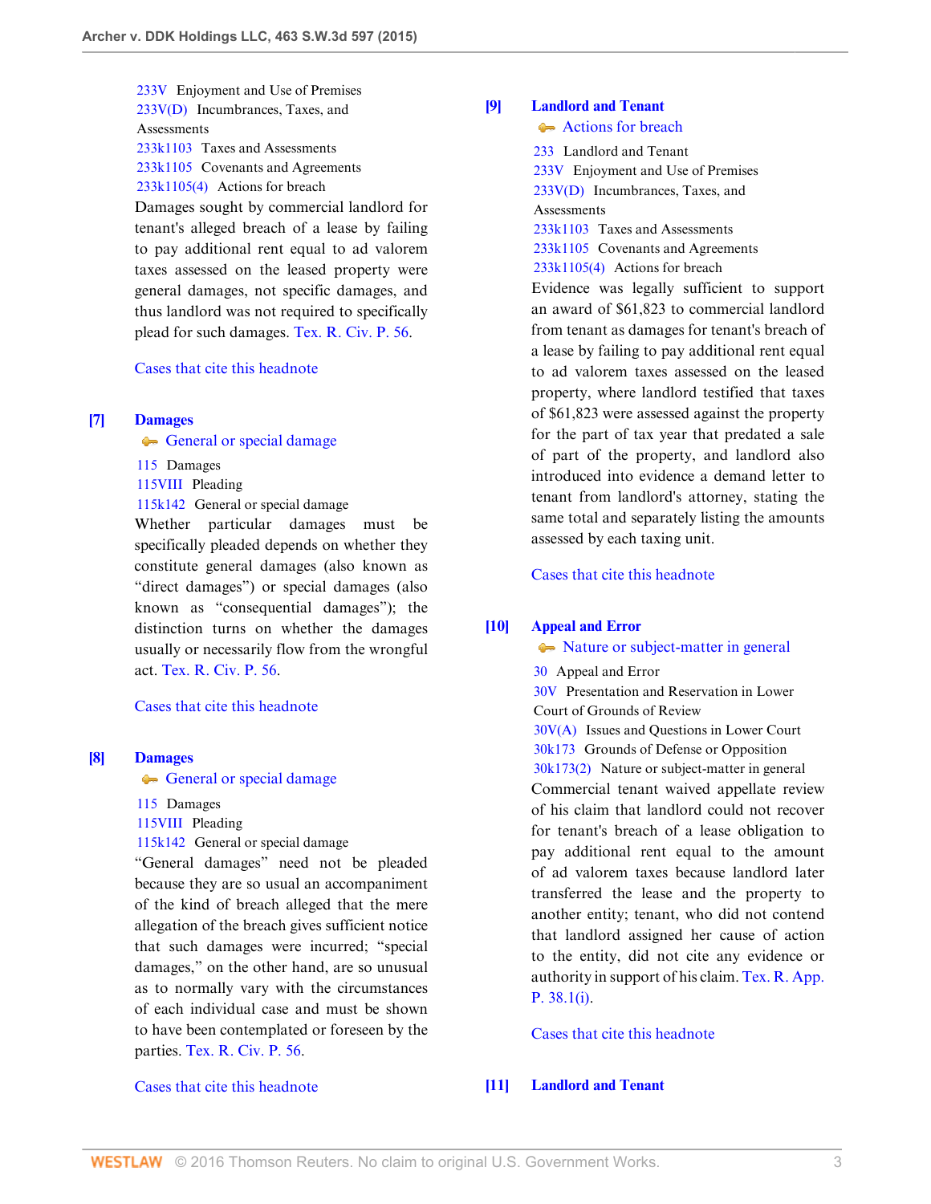233V Enjoyment and Use of Premises
233V(D) Incumbrances, Taxes, and Assessments
233k1103 Taxes and Assessments
233k1105 Covenants and Agreements
233k1105(4) Actions for breach

Damages sought by commercial landlord for tenant's alleged breach of a lease by failing to pay additional rent equal to ad valorem taxes assessed on the leased property were general damages, not specific damages, and thus landlord was not required to specifically plead for such damages. Tex. R. Civ. P. 56.

Cases that cite this headnote

**[7] Damages**

General or special damage

115 Damages
115VIII Pleading
115k142 General or special damage

Whether particular damages must be specifically pleaded depends on whether they constitute general damages (also known as "direct damages") or special damages (also known as "consequential damages"); the distinction turns on whether the damages usually or necessarily flow from the wrongful act. Tex. R. Civ. P. 56.

Cases that cite this headnote

**[8] Damages**

General or special damage

115 Damages
115VIII Pleading
115k142 General or special damage

"General damages" need not be pleaded because they are so usual an accompaniment of the kind of breach alleged that the mere allegation of the breach gives sufficient notice that such damages were incurred; "special damages," on the other hand, are so unusual as to normally vary with the circumstances of each individual case and must be shown to have been contemplated or foreseen by the parties. Tex. R. Civ. P. 56.

Cases that cite this headnote

**[9] Landlord and Tenant**

Actions for breach

233 Landlord and Tenant
233V Enjoyment and Use of Premises
233V(D) Incumbrances, Taxes, and Assessments
233k1103 Taxes and Assessments
233k1105 Covenants and Agreements
233k1105(4) Actions for breach

Evidence was legally sufficient to support an award of $61,823 to commercial landlord from tenant as damages for tenant's breach of a lease by failing to pay additional rent equal to ad valorem taxes assessed on the leased property, where landlord testified that taxes of $61,823 were assessed against the property for the part of tax year that predated a sale of part of the property, and landlord also introduced into evidence a demand letter to tenant from landlord's attorney, stating the same total and separately listing the amounts assessed by each taxing unit.

Cases that cite this headnote

**[10] Appeal and Error**

Nature or subject-matter in general

30 Appeal and Error
30V Presentation and Reservation in Lower Court of Grounds of Review
30V(A) Issues and Questions in Lower Court
30k173 Grounds of Defense or Opposition
30k173(2) Nature or subject-matter in general

Commercial tenant waived appellate review of his claim that landlord could not recover for tenant's breach of a lease obligation to pay additional rent equal to the amount of ad valorem taxes because landlord later transferred the lease and the property to another entity; tenant, who did not contend that landlord assigned her cause of action to the entity, did not cite any evidence or authority in support of his claim. Tex. R. App. P. 38.1(i).

Cases that cite this headnote

**[11] Landlord and Tenant**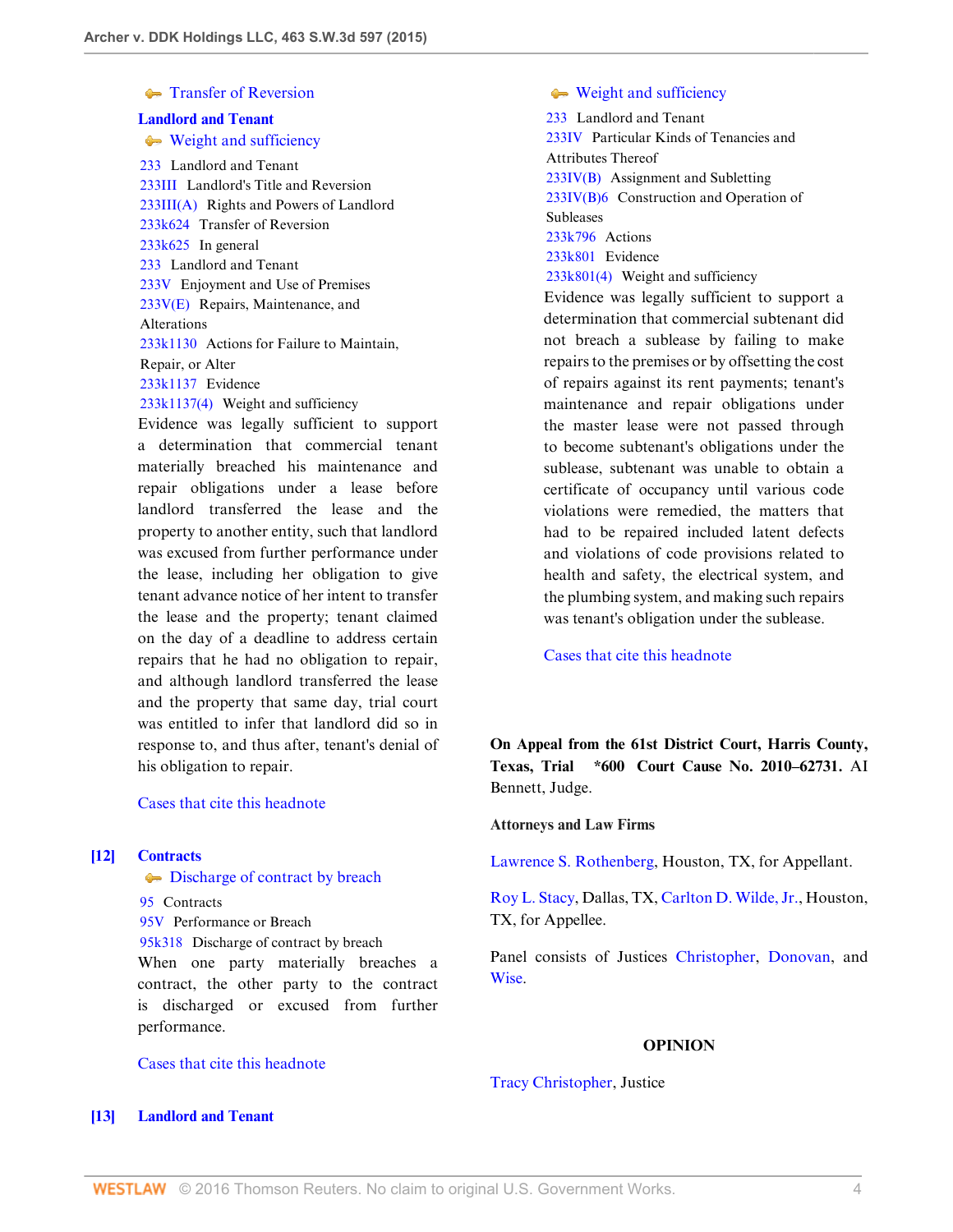Transfer of Reversion

**Landlord and Tenant**

Weight and sufficiency

233 Landlord and Tenant
233III Landlord's Title and Reversion
233III(A) Rights and Powers of Landlord
233k624 Transfer of Reversion
233k625 In general
233 Landlord and Tenant
233V Enjoyment and Use of Premises
233V(E) Repairs, Maintenance, and Alterations
233k1130 Actions for Failure to Maintain, Repair, or Alter
233k1137 Evidence
233k1137(4) Weight and sufficiency

Evidence was legally sufficient to support a determination that commercial tenant materially breached his maintenance and repair obligations under a lease before landlord transferred the lease and the property to another entity, such that landlord was excused from further performance under the lease, including her obligation to give tenant advance notice of her intent to transfer the lease and the property; tenant claimed on the day of a deadline to address certain repairs that he had no obligation to repair, and although landlord transferred the lease and the property that same day, trial court was entitled to infer that landlord did so in response to, and thus after, tenant's denial of his obligation to repair.

Cases that cite this headnote

**[12] Contracts**

Discharge of contract by breach

95 Contracts
95V Performance or Breach
95k318 Discharge of contract by breach

When one party materially breaches a contract, the other party to the contract is discharged or excused from further performance.

Cases that cite this headnote

**[13] Landlord and Tenant**

Weight and sufficiency

233 Landlord and Tenant
233IV Particular Kinds of Tenancies and Attributes Thereof
233IV(B) Assignment and Subletting
233IV(B)6 Construction and Operation of Subleases
233k796 Actions
233k801 Evidence
233k801(4) Weight and sufficiency

Evidence was legally sufficient to support a determination that commercial subtenant did not breach a sublease by failing to make repairs to the premises or by offsetting the cost of repairs against its rent payments; tenant's maintenance and repair obligations under the master lease were not passed through to become subtenant's obligations under the sublease, subtenant was unable to obtain a certificate of occupancy until various code violations were remedied, the matters that had to be repaired included latent defects and violations of code provisions related to health and safety, the electrical system, and the plumbing system, and making such repairs was tenant's obligation under the sublease.

Cases that cite this headnote

**On Appeal from the 61st District Court, Harris County, Texas, Trial \*600 Court Cause No. 2010–62731.** Al Bennett, Judge.

**Attorneys and Law Firms**

Lawrence S. Rothenberg, Houston, TX, for Appellant.

Roy L. Stacy, Dallas, TX, Carlton D. Wilde, Jr., Houston, TX, for Appellee.

Panel consists of Justices Christopher, Donovan, and Wise.

**OPINION**

Tracy Christopher, Justice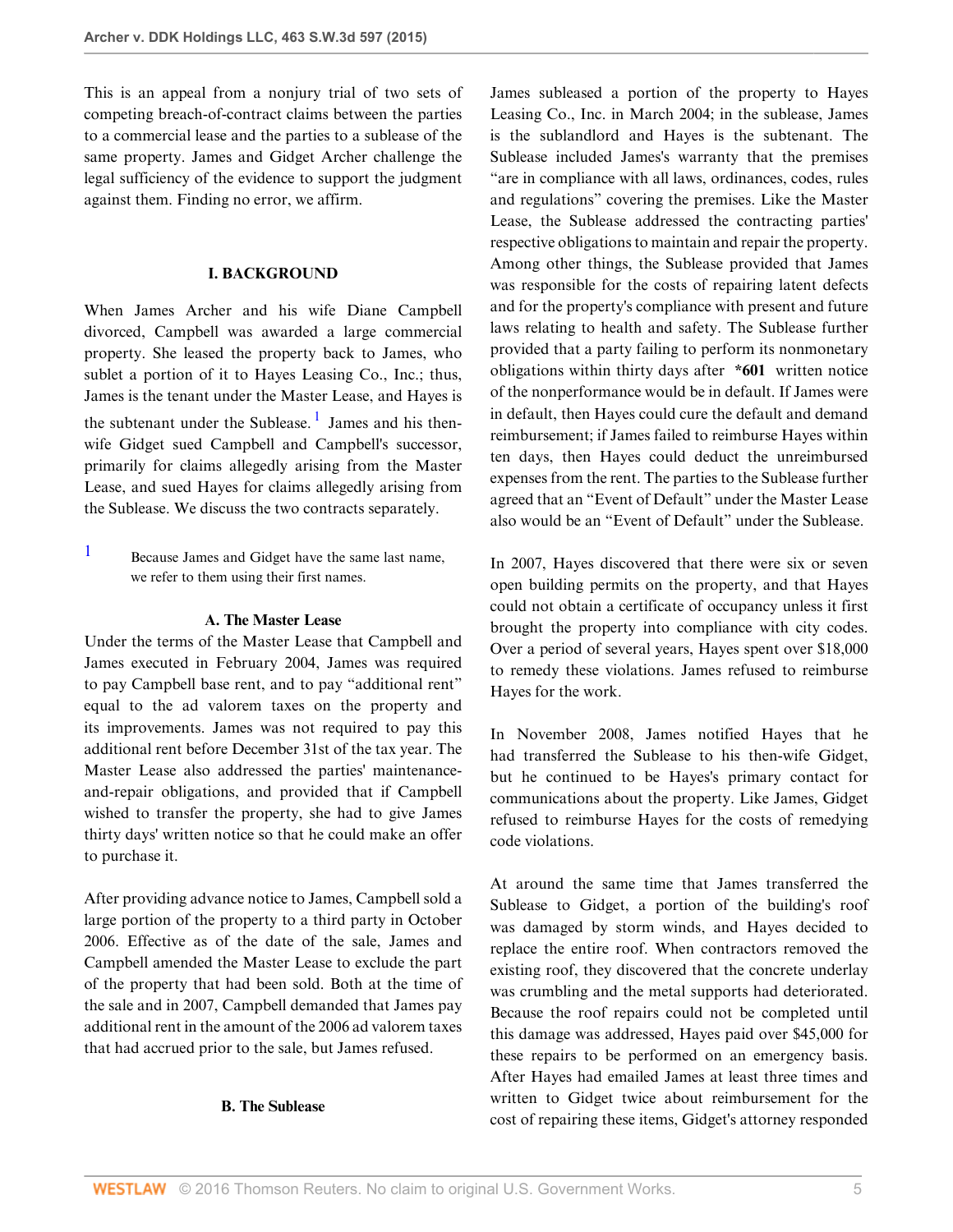This is an appeal from a nonjury trial of two sets of competing breach-of-contract claims between the parties to a commercial lease and the parties to a sublease of the same property. James and Gidget Archer challenge the legal sufficiency of the evidence to support the judgment against them. Finding no error, we affirm.

## I. BACKGROUND

When James Archer and his wife Diane Campbell divorced, Campbell was awarded a large commercial property. She leased the property back to James, who sublet a portion of it to Hayes Leasing Co., Inc.; thus, James is the tenant under the Master Lease, and Hayes is the subtenant under the Sublease.[1] James and his then-wife Gidget sued Campbell and Campbell's successor, primarily for claims allegedly arising from the Master Lease, and sued Hayes for claims allegedly arising from the Sublease. We discuss the two contracts separately.

[1] Because James and Gidget have the same last name, we refer to them using their first names.

### A. The Master Lease

Under the terms of the Master Lease that Campbell and James executed in February 2004, James was required to pay Campbell base rent, and to pay "additional rent" equal to the ad valorem taxes on the property and its improvements. James was not required to pay this additional rent before December 31st of the tax year. The Master Lease also addressed the parties' maintenance-and-repair obligations, and provided that if Campbell wished to transfer the property, she had to give James thirty days' written notice so that he could make an offer to purchase it.

After providing advance notice to James, Campbell sold a large portion of the property to a third party in October 2006. Effective as of the date of the sale, James and Campbell amended the Master Lease to exclude the part of the property that had been sold. Both at the time of the sale and in 2007, Campbell demanded that James pay additional rent in the amount of the 2006 ad valorem taxes that had accrued prior to the sale, but James refused.

### B. The Sublease

James subleased a portion of the property to Hayes Leasing Co., Inc. in March 2004; in the sublease, James is the sublandlord and Hayes is the subtenant. The Sublease included James's warranty that the premises "are in compliance with all laws, ordinances, codes, rules and regulations" covering the premises. Like the Master Lease, the Sublease addressed the contracting parties' respective obligations to maintain and repair the property. Among other things, the Sublease provided that James was responsible for the costs of repairing latent defects and for the property's compliance with present and future laws relating to health and safety. The Sublease further provided that a party failing to perform its nonmonetary obligations within thirty days after **\*601** written notice of the nonperformance would be in default. If James were in default, then Hayes could cure the default and demand reimbursement; if James failed to reimburse Hayes within ten days, then Hayes could deduct the unreimbursed expenses from the rent. The parties to the Sublease further agreed that an "Event of Default" under the Master Lease also would be an "Event of Default" under the Sublease.

In 2007, Hayes discovered that there were six or seven open building permits on the property, and that Hayes could not obtain a certificate of occupancy unless it first brought the property into compliance with city codes. Over a period of several years, Hayes spent over $18,000 to remedy these violations. James refused to reimburse Hayes for the work.

In November 2008, James notified Hayes that he had transferred the Sublease to his then-wife Gidget, but he continued to be Hayes's primary contact for communications about the property. Like James, Gidget refused to reimburse Hayes for the costs of remedying code violations.

At around the same time that James transferred the Sublease to Gidget, a portion of the building's roof was damaged by storm winds, and Hayes decided to replace the entire roof. When contractors removed the existing roof, they discovered that the concrete underlay was crumbling and the metal supports had deteriorated. Because the roof repairs could not be completed until this damage was addressed, Hayes paid over $45,000 for these repairs to be performed on an emergency basis. After Hayes had emailed James at least three times and written to Gidget twice about reimbursement for the cost of repairing these items, Gidget's attorney responded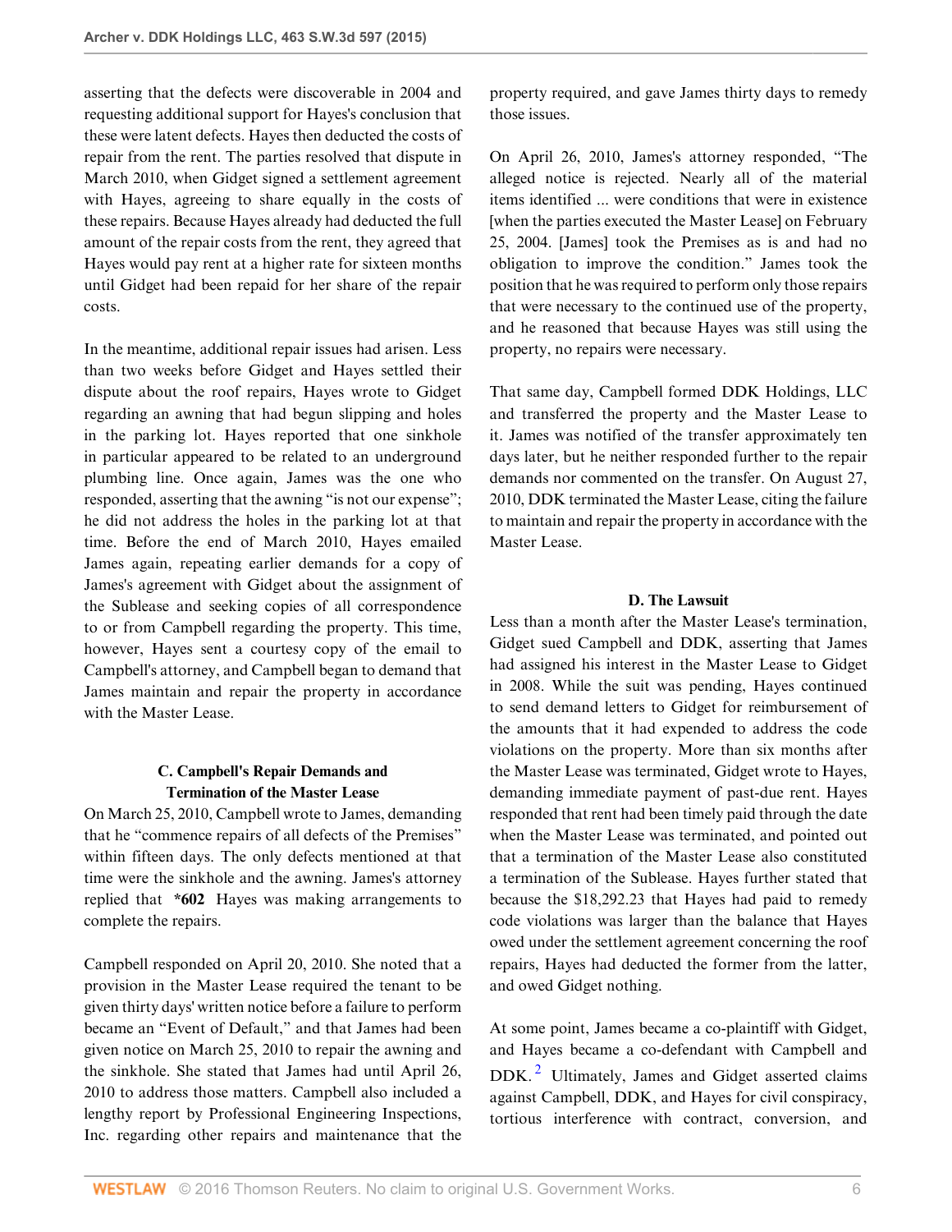asserting that the defects were discoverable in 2004 and requesting additional support for Hayes's conclusion that these were latent defects. Hayes then deducted the costs of repair from the rent. The parties resolved that dispute in March 2010, when Gidget signed a settlement agreement with Hayes, agreeing to share equally in the costs of these repairs. Because Hayes already had deducted the full amount of the repair costs from the rent, they agreed that Hayes would pay rent at a higher rate for sixteen months until Gidget had been repaid for her share of the repair costs.

In the meantime, additional repair issues had arisen. Less than two weeks before Gidget and Hayes settled their dispute about the roof repairs, Hayes wrote to Gidget regarding an awning that had begun slipping and holes in the parking lot. Hayes reported that one sinkhole in particular appeared to be related to an underground plumbing line. Once again, James was the one who responded, asserting that the awning "is not our expense"; he did not address the holes in the parking lot at that time. Before the end of March 2010, Hayes emailed James again, repeating earlier demands for a copy of James's agreement with Gidget about the assignment of the Sublease and seeking copies of all correspondence to or from Campbell regarding the property. This time, however, Hayes sent a courtesy copy of the email to Campbell's attorney, and Campbell began to demand that James maintain and repair the property in accordance with the Master Lease.

### C. Campbell's Repair Demands and Termination of the Master Lease

On March 25, 2010, Campbell wrote to James, demanding that he "commence repairs of all defects of the Premises" within fifteen days. The only defects mentioned at that time were the sinkhole and the awning. James's attorney replied that **\*602** Hayes was making arrangements to complete the repairs.

Campbell responded on April 20, 2010. She noted that a provision in the Master Lease required the tenant to be given thirty days' written notice before a failure to perform became an "Event of Default," and that James had been given notice on March 25, 2010 to repair the awning and the sinkhole. She stated that James had until April 26, 2010 to address those matters. Campbell also included a lengthy report by Professional Engineering Inspections, Inc. regarding other repairs and maintenance that the property required, and gave James thirty days to remedy those issues.

On April 26, 2010, James's attorney responded, "The alleged notice is rejected. Nearly all of the material items identified ... were conditions that were in existence [when the parties executed the Master Lease] on February 25, 2004. [James] took the Premises as is and had no obligation to improve the condition." James took the position that he was required to perform only those repairs that were necessary to the continued use of the property, and he reasoned that because Hayes was still using the property, no repairs were necessary.

That same day, Campbell formed DDK Holdings, LLC and transferred the property and the Master Lease to it. James was notified of the transfer approximately ten days later, but he neither responded further to the repair demands nor commented on the transfer. On August 27, 2010, DDK terminated the Master Lease, citing the failure to maintain and repair the property in accordance with the Master Lease.

### D. The Lawsuit

Less than a month after the Master Lease's termination, Gidget sued Campbell and DDK, asserting that James had assigned his interest in the Master Lease to Gidget in 2008. While the suit was pending, Hayes continued to send demand letters to Gidget for reimbursement of the amounts that it had expended to address the code violations on the property. More than six months after the Master Lease was terminated, Gidget wrote to Hayes, demanding immediate payment of past-due rent. Hayes responded that rent had been timely paid through the date when the Master Lease was terminated, and pointed out that a termination of the Master Lease also constituted a termination of the Sublease. Hayes further stated that because the $18,292.23 that Hayes had paid to remedy code violations was larger than the balance that Hayes owed under the settlement agreement concerning the roof repairs, Hayes had deducted the former from the latter, and owed Gidget nothing.

At some point, James became a co-plaintiff with Gidget, and Hayes became a co-defendant with Campbell and DDK.[2] Ultimately, James and Gidget asserted claims against Campbell, DDK, and Hayes for civil conspiracy, tortious interference with contract, conversion, and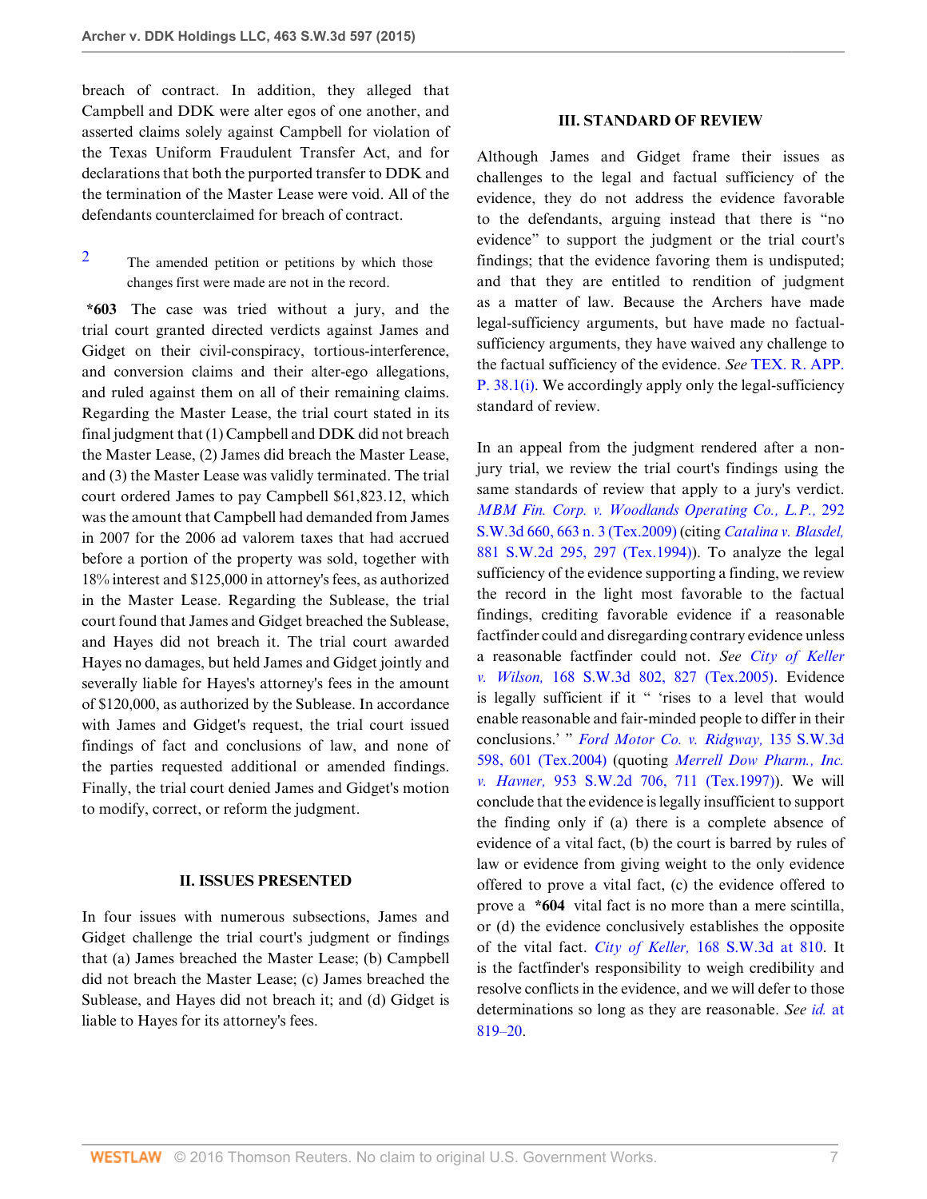breach of contract. In addition, they alleged that Campbell and DDK were alter egos of one another, and asserted claims solely against Campbell for violation of the Texas Uniform Fraudulent Transfer Act, and for declarations that both the purported transfer to DDK and the termination of the Master Lease were void. All of the defendants counterclaimed for breach of contract.

2 The amended petition or petitions by which those changes first were made are not in the record.

**\*603** The case was tried without a jury, and the trial court granted directed verdicts against James and Gidget on their civil-conspiracy, tortious-interference, and conversion claims and their alter-ego allegations, and ruled against them on all of their remaining claims. Regarding the Master Lease, the trial court stated in its final judgment that (1) Campbell and DDK did not breach the Master Lease, (2) James did breach the Master Lease, and (3) the Master Lease was validly terminated. The trial court ordered James to pay Campbell $61,823.12, which was the amount that Campbell had demanded from James in 2007 for the 2006 ad valorem taxes that had accrued before a portion of the property was sold, together with 18% interest and $125,000 in attorney's fees, as authorized in the Master Lease. Regarding the Sublease, the trial court found that James and Gidget breached the Sublease, and Hayes did not breach it. The trial court awarded Hayes no damages, but held James and Gidget jointly and severally liable for Hayes's attorney's fees in the amount of $120,000, as authorized by the Sublease. In accordance with James and Gidget's request, the trial court issued findings of fact and conclusions of law, and none of the parties requested additional or amended findings. Finally, the trial court denied James and Gidget's motion to modify, correct, or reform the judgment.

## II. ISSUES PRESENTED

In four issues with numerous subsections, James and Gidget challenge the trial court's judgment or findings that (a) James breached the Master Lease; (b) Campbell did not breach the Master Lease; (c) James breached the Sublease, and Hayes did not breach it; and (d) Gidget is liable to Hayes for its attorney's fees.

## III. STANDARD OF REVIEW

Although James and Gidget frame their issues as challenges to the legal and factual sufficiency of the evidence, they do not address the evidence favorable to the defendants, arguing instead that there is "no evidence" to support the judgment or the trial court's findings; that the evidence favoring them is undisputed; and that they are entitled to rendition of judgment as a matter of law. Because the Archers have made legal-sufficiency arguments, but have made no factual-sufficiency arguments, they have waived any challenge to the factual sufficiency of the evidence. *See* TEX. R. APP. P. 38.1(i). We accordingly apply only the legal-sufficiency standard of review.

In an appeal from the judgment rendered after a non-jury trial, we review the trial court's findings using the same standards of review that apply to a jury's verdict. *MBM Fin. Corp. v. Woodlands Operating Co., L.P.,* 292 S.W.3d 660, 663 n. 3 (Tex.2009) (citing *Catalina v. Blasdel,* 881 S.W.2d 295, 297 (Tex.1994)). To analyze the legal sufficiency of the evidence supporting a finding, we review the record in the light most favorable to the factual findings, crediting favorable evidence if a reasonable factfinder could and disregarding contrary evidence unless a reasonable factfinder could not. *See City of Keller v. Wilson,* 168 S.W.3d 802, 827 (Tex.2005). Evidence is legally sufficient if it " 'rises to a level that would enable reasonable and fair-minded people to differ in their conclusions.' " *Ford Motor Co. v. Ridgway,* 135 S.W.3d 598, 601 (Tex.2004) (quoting *Merrell Dow Pharm., Inc. v. Havner,* 953 S.W.2d 706, 711 (Tex.1997)). We will conclude that the evidence is legally insufficient to support the finding only if (a) there is a complete absence of evidence of a vital fact, (b) the court is barred by rules of law or evidence from giving weight to the only evidence offered to prove a vital fact, (c) the evidence offered to prove a **\*604** vital fact is no more than a mere scintilla, or (d) the evidence conclusively establishes the opposite of the vital fact. *City of Keller,* 168 S.W.3d at 810. It is the factfinder's responsibility to weigh credibility and resolve conflicts in the evidence, and we will defer to those determinations so long as they are reasonable. *See id.* at 819–20.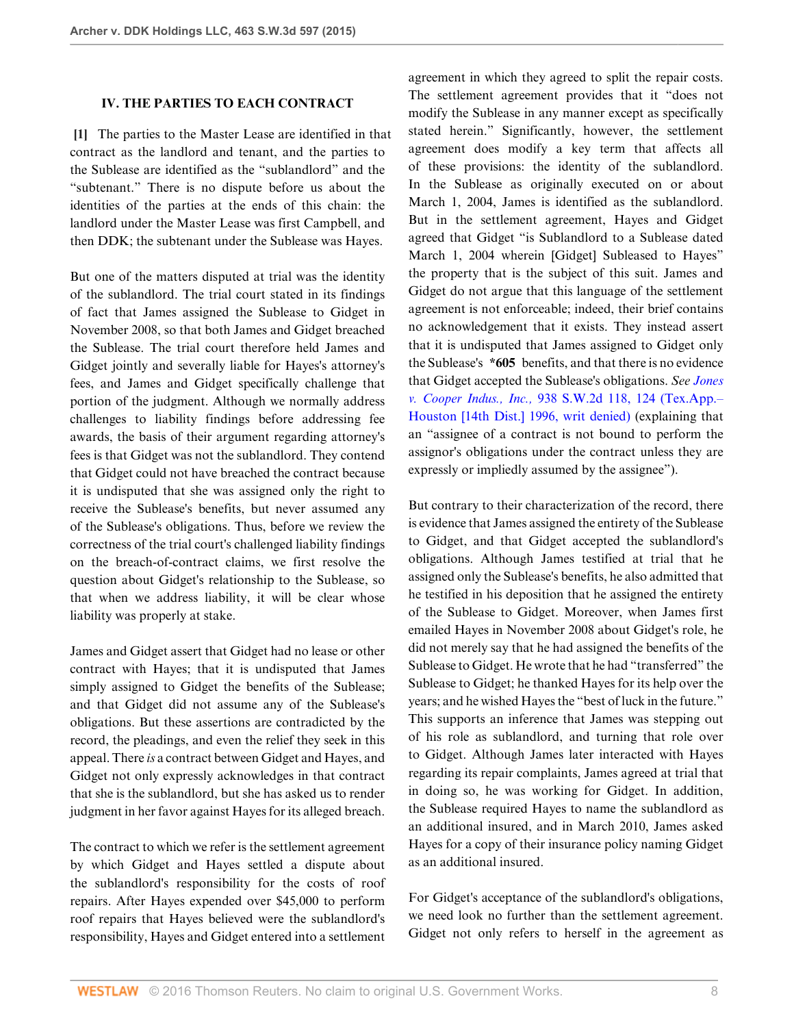### IV. THE PARTIES TO EACH CONTRACT

**[1]** The parties to the Master Lease are identified in that contract as the landlord and tenant, and the parties to the Sublease are identified as the "sublandlord" and the "subtenant." There is no dispute before us about the identities of the parties at the ends of this chain: the landlord under the Master Lease was first Campbell, and then DDK; the subtenant under the Sublease was Hayes.

But one of the matters disputed at trial was the identity of the sublandlord. The trial court stated in its findings of fact that James assigned the Sublease to Gidget in November 2008, so that both James and Gidget breached the Sublease. The trial court therefore held James and Gidget jointly and severally liable for Hayes's attorney's fees, and James and Gidget specifically challenge that portion of the judgment. Although we normally address challenges to liability findings before addressing fee awards, the basis of their argument regarding attorney's fees is that Gidget was not the sublandlord. They contend that Gidget could not have breached the contract because it is undisputed that she was assigned only the right to receive the Sublease's benefits, but never assumed any of the Sublease's obligations. Thus, before we review the correctness of the trial court's challenged liability findings on the breach-of-contract claims, we first resolve the question about Gidget's relationship to the Sublease, so that when we address liability, it will be clear whose liability was properly at stake.

James and Gidget assert that Gidget had no lease or other contract with Hayes; that it is undisputed that James simply assigned to Gidget the benefits of the Sublease; and that Gidget did not assume any of the Sublease's obligations. But these assertions are contradicted by the record, the pleadings, and even the relief they seek in this appeal. There *is* a contract between Gidget and Hayes, and Gidget not only expressly acknowledges in that contract that she is the sublandlord, but she has asked us to render judgment in her favor against Hayes for its alleged breach.

The contract to which we refer is the settlement agreement by which Gidget and Hayes settled a dispute about the sublandlord's responsibility for the costs of roof repairs. After Hayes expended over $45,000 to perform roof repairs that Hayes believed were the sublandlord's responsibility, Hayes and Gidget entered into a settlement agreement in which they agreed to split the repair costs. The settlement agreement provides that it "does not modify the Sublease in any manner except as specifically stated herein." Significantly, however, the settlement agreement does modify a key term that affects all of these provisions: the identity of the sublandlord. In the Sublease as originally executed on or about March 1, 2004, James is identified as the sublandlord. But in the settlement agreement, Hayes and Gidget agreed that Gidget "is Sublandlord to a Sublease dated March 1, 2004 wherein [Gidget] Subleased to Hayes" the property that is the subject of this suit. James and Gidget do not argue that this language of the settlement agreement is not enforceable; indeed, their brief contains no acknowledgement that it exists. They instead assert that it is undisputed that James assigned to Gidget only the Sublease's **\*605** benefits, and that there is no evidence that Gidget accepted the Sublease's obligations. *See Jones v. Cooper Indus., Inc.,* 938 S.W.2d 118, 124 (Tex.App.–Houston [14th Dist.] 1996, writ denied) (explaining that an "assignee of a contract is not bound to perform the assignor's obligations under the contract unless they are expressly or impliedly assumed by the assignee").

But contrary to their characterization of the record, there is evidence that James assigned the entirety of the Sublease to Gidget, and that Gidget accepted the sublandlord's obligations. Although James testified at trial that he assigned only the Sublease's benefits, he also admitted that he testified in his deposition that he assigned the entirety of the Sublease to Gidget. Moreover, when James first emailed Hayes in November 2008 about Gidget's role, he did not merely say that he had assigned the benefits of the Sublease to Gidget. He wrote that he had "transferred" the Sublease to Gidget; he thanked Hayes for its help over the years; and he wished Hayes the "best of luck in the future." This supports an inference that James was stepping out of his role as sublandlord, and turning that role over to Gidget. Although James later interacted with Hayes regarding its repair complaints, James agreed at trial that in doing so, he was working for Gidget. In addition, the Sublease required Hayes to name the sublandlord as an additional insured, and in March 2010, James asked Hayes for a copy of their insurance policy naming Gidget as an additional insured.

For Gidget's acceptance of the sublandlord's obligations, we need look no further than the settlement agreement. Gidget not only refers to herself in the agreement as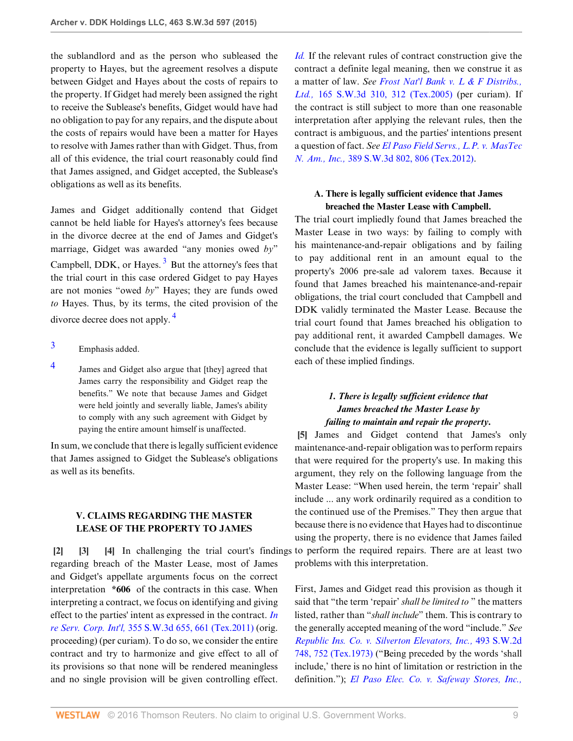the sublandlord and as the person who subleased the property to Hayes, but the agreement resolves a dispute between Gidget and Hayes about the costs of repairs to the property. If Gidget had merely been assigned the right to receive the Sublease's benefits, Gidget would have had no obligation to pay for any repairs, and the dispute about the costs of repairs would have been a matter for Hayes to resolve with James rather than with Gidget. Thus, from all of this evidence, the trial court reasonably could find that James assigned, and Gidget accepted, the Sublease's obligations as well as its benefits.

James and Gidget additionally contend that Gidget cannot be held liable for Hayes's attorney's fees because in the divorce decree at the end of James and Gidget's marriage, Gidget was awarded "any monies owed *by*" Campbell, DDK, or Hayes.[3] But the attorney's fees that the trial court in this case ordered Gidget to pay Hayes are not monies "owed *by*" Hayes; they are funds owed *to* Hayes. Thus, by its terms, the cited provision of the divorce decree does not apply.[4]

[3] Emphasis added.

[4] James and Gidget also argue that [they] agreed that James carry the responsibility and Gidget reap the benefits." We note that because James and Gidget were held jointly and severally liable, James's ability to comply with any such agreement with Gidget by paying the entire amount himself is unaffected.

In sum, we conclude that there is legally sufficient evidence that James assigned to Gidget the Sublease's obligations as well as its benefits.

## V. CLAIMS REGARDING THE MASTER LEASE OF THE PROPERTY TO JAMES

**[2] [3] [4]** In challenging the trial court's findings regarding breach of the Master Lease, most of James and Gidget's appellate arguments focus on the correct interpretation **\*606** of the contracts in this case. When interpreting a contract, we focus on identifying and giving effect to the parties' intent as expressed in the contract. *In re Serv. Corp. Int'l,* 355 S.W.3d 655, 661 (Tex.2011) (orig. proceeding) (per curiam). To do so, we consider the entire contract and try to harmonize and give effect to all of its provisions so that none will be rendered meaningless and no single provision will be given controlling effect. *Id.* If the relevant rules of contract construction give the contract a definite legal meaning, then we construe it as a matter of law. *See Frost Nat'l Bank v. L & F Distribs., Ltd.,* 165 S.W.3d 310, 312 (Tex.2005) (per curiam). If the contract is still subject to more than one reasonable interpretation after applying the relevant rules, then the contract is ambiguous, and the parties' intentions present a question of fact. *See El Paso Field Servs., L.P. v. MasTec N. Am., Inc.,* 389 S.W.3d 802, 806 (Tex.2012).

### A. There is legally sufficient evidence that James breached the Master Lease with Campbell.

The trial court impliedly found that James breached the Master Lease in two ways: by failing to comply with his maintenance-and-repair obligations and by failing to pay additional rent in an amount equal to the property's 2006 pre-sale ad valorem taxes. Because it found that James breached his maintenance-and-repair obligations, the trial court concluded that Campbell and DDK validly terminated the Master Lease. Because the trial court found that James breached his obligation to pay additional rent, it awarded Campbell damages. We conclude that the evidence is legally sufficient to support each of these implied findings.

#### *1. There is legally sufficient evidence that James breached the Master Lease by failing to maintain and repair the property.*

**[5]** James and Gidget contend that James's only maintenance-and-repair obligation was to perform repairs that were required for the property's use. In making this argument, they rely on the following language from the Master Lease: "When used herein, the term 'repair' shall include ... any work ordinarily required as a condition to the continued use of the Premises." They then argue that because there is no evidence that Hayes had to discontinue using the property, there is no evidence that James failed to perform the required repairs. There are at least two problems with this interpretation.

First, James and Gidget read this provision as though it said that "the term 'repair' *shall be limited to* " the matters listed, rather than "*shall include*" them. This is contrary to the generally accepted meaning of the word "include." *See Republic Ins. Co. v. Silverton Elevators, Inc.,* 493 S.W.2d 748, 752 (Tex.1973) ("Being preceded by the words 'shall include,' there is no hint of limitation or restriction in the definition."); *El Paso Elec. Co. v. Safeway Stores, Inc.,*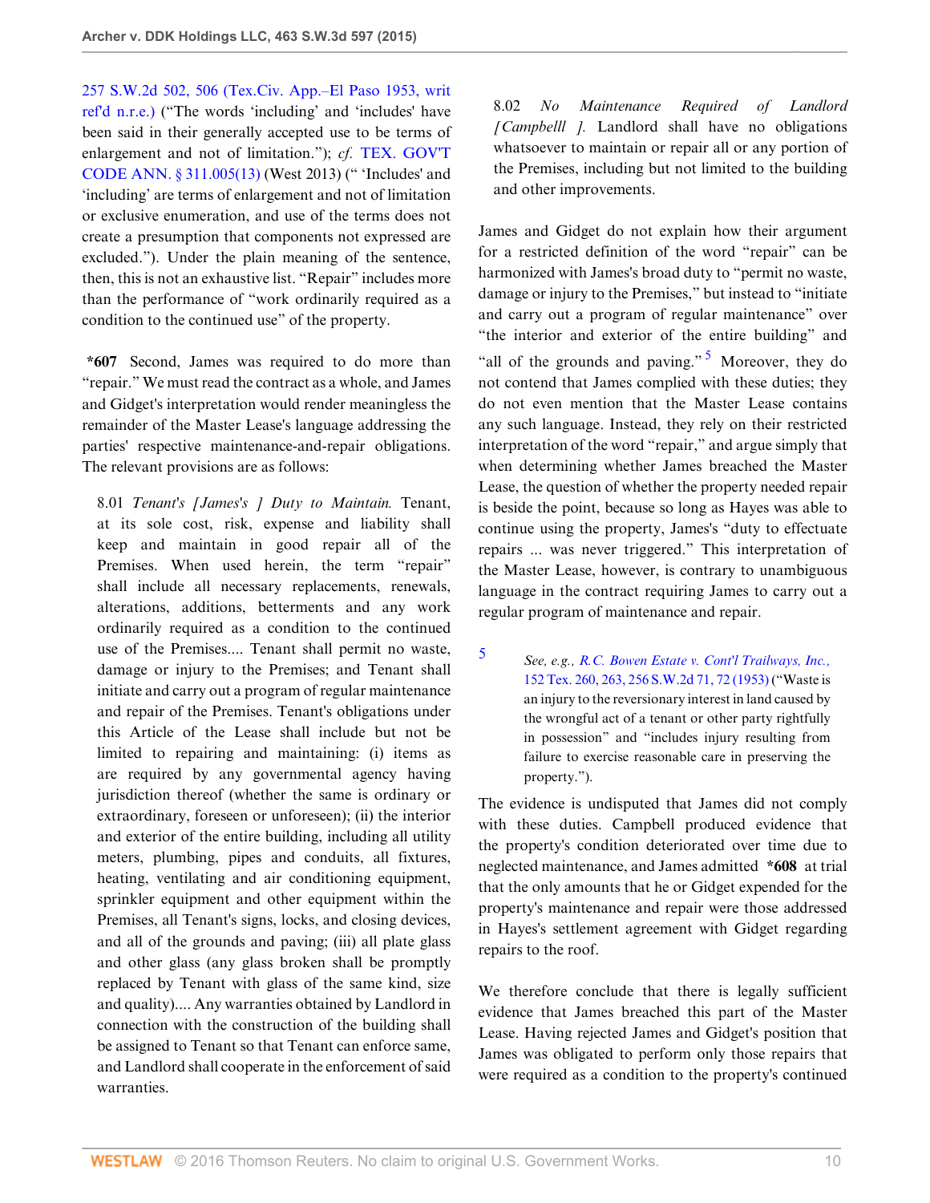257 S.W.2d 502, 506 (Tex.Civ. App.–El Paso 1953, writ ref'd n.r.e.) ("The words 'including' and 'includes' have been said in their generally accepted use to be terms of enlargement and not of limitation."); *cf.* TEX. GOV'T CODE ANN. § 311.005(13) (West 2013) (" 'Includes' and 'including' are terms of enlargement and not of limitation or exclusive enumeration, and use of the terms does not create a presumption that components not expressed are excluded."). Under the plain meaning of the sentence, then, this is not an exhaustive list. "Repair" includes more than the performance of "work ordinarily required as a condition to the continued use" of the property.

**\*607** Second, James was required to do more than "repair." We must read the contract as a whole, and James and Gidget's interpretation would render meaningless the remainder of the Master Lease's language addressing the parties' respective maintenance-and-repair obligations. The relevant provisions are as follows:

> 8.01 *Tenant's [James's ] Duty to Maintain.* Tenant, at its sole cost, risk, expense and liability shall keep and maintain in good repair all of the Premises. When used herein, the term "repair" shall include all necessary replacements, renewals, alterations, additions, betterments and any work ordinarily required as a condition to the continued use of the Premises.... Tenant shall permit no waste, damage or injury to the Premises; and Tenant shall initiate and carry out a program of regular maintenance and repair of the Premises. Tenant's obligations under this Article of the Lease shall include but not be limited to repairing and maintaining: (i) items as are required by any governmental agency having jurisdiction thereof (whether the same is ordinary or extraordinary, foreseen or unforeseen); (ii) the interior and exterior of the entire building, including all utility meters, plumbing, pipes and conduits, all fixtures, heating, ventilating and air conditioning equipment, sprinkler equipment and other equipment within the Premises, all Tenant's signs, locks, and closing devices, and all of the grounds and paving; (iii) all plate glass and other glass (any glass broken shall be promptly replaced by Tenant with glass of the same kind, size and quality).... Any warranties obtained by Landlord in connection with the construction of the building shall be assigned to Tenant so that Tenant can enforce same, and Landlord shall cooperate in the enforcement of said warranties.
>
> 8.02 *No Maintenance Required of Landlord [Campbelll ].* Landlord shall have no obligations whatsoever to maintain or repair all or any portion of the Premises, including but not limited to the building and other improvements.

James and Gidget do not explain how their argument for a restricted definition of the word "repair" can be harmonized with James's broad duty to "permit no waste, damage or injury to the Premises," but instead to "initiate and carry out a program of regular maintenance" over "the interior and exterior of the entire building" and "all of the grounds and paving."[5] Moreover, they do not contend that James complied with these duties; they do not even mention that the Master Lease contains any such language. Instead, they rely on their restricted interpretation of the word "repair," and argue simply that when determining whether James breached the Master Lease, the question of whether the property needed repair is beside the point, because so long as Hayes was able to continue using the property, James's "duty to effectuate repairs ... was never triggered." This interpretation of the Master Lease, however, is contrary to unambiguous language in the contract requiring James to carry out a regular program of maintenance and repair.

The evidence is undisputed that James did not comply with these duties. Campbell produced evidence that the property's condition deteriorated over time due to neglected maintenance, and James admitted **\*608** at trial that the only amounts that he or Gidget expended for the property's maintenance and repair were those addressed in Hayes's settlement agreement with Gidget regarding repairs to the roof.

We therefore conclude that there is legally sufficient evidence that James breached this part of the Master Lease. Having rejected James and Gidget's position that James was obligated to perform only those repairs that were required as a condition to the property's continued

---

[5] *See, e.g., R.C. Bowen Estate v. Cont'l Trailways, Inc.,* 152 Tex. 260, 263, 256 S.W.2d 71, 72 (1953) ("Waste is an injury to the reversionary interest in land caused by the wrongful act of a tenant or other party rightfully in possession" and "includes injury resulting from failure to exercise reasonable care in preserving the property.").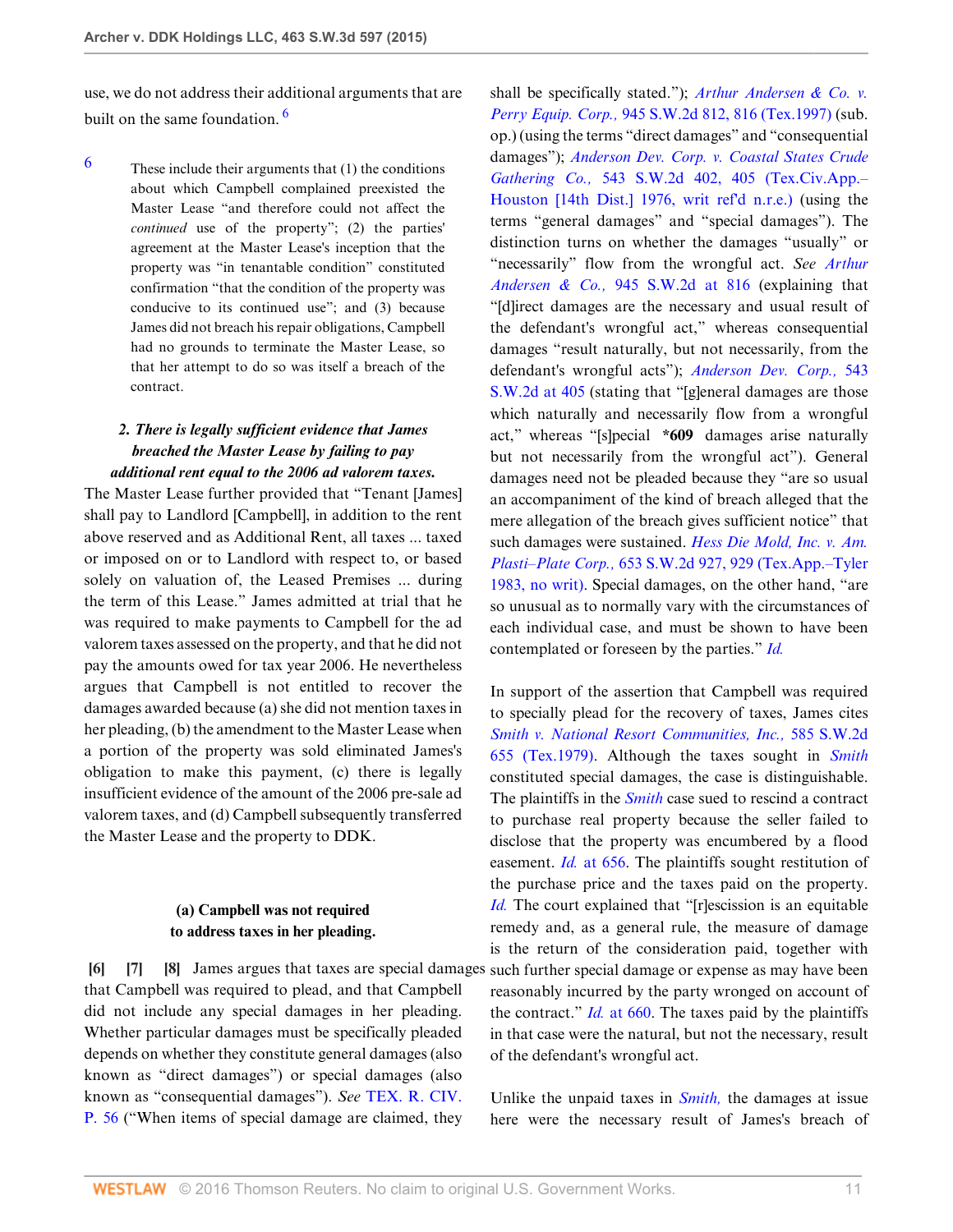use, we do not address their additional arguments that are built on the same foundation. [6]

[6] These include their arguments that (1) the conditions about which Campbell complained preexisted the Master Lease "and therefore could not affect the *continued* use of the property"; (2) the parties' agreement at the Master Lease's inception that the property was "in tenantable condition" constituted confirmation "that the condition of the property was conducive to its continued use"; and (3) because James did not breach his repair obligations, Campbell had no grounds to terminate the Master Lease, so that her attempt to do so was itself a breach of the contract.

### *2. There is legally sufficient evidence that James breached the Master Lease by failing to pay additional rent equal to the 2006 ad valorem taxes.*

The Master Lease further provided that "Tenant [James] shall pay to Landlord [Campbell], in addition to the rent above reserved and as Additional Rent, all taxes ... taxed or imposed on or to Landlord with respect to, or based solely on valuation of, the Leased Premises ... during the term of this Lease." James admitted at trial that he was required to make payments to Campbell for the ad valorem taxes assessed on the property, and that he did not pay the amounts owed for tax year 2006. He nevertheless argues that Campbell is not entitled to recover the damages awarded because (a) she did not mention taxes in her pleading, (b) the amendment to the Master Lease when a portion of the property was sold eliminated James's obligation to make this payment, (c) there is legally insufficient evidence of the amount of the 2006 pre-sale ad valorem taxes, and (d) Campbell subsequently transferred the Master Lease and the property to DDK.

#### (a) Campbell was not required to address taxes in her pleading.

**[6] [7] [8]** James argues that taxes are special damages that Campbell was required to plead, and that Campbell did not include any special damages in her pleading. Whether particular damages must be specifically pleaded depends on whether they constitute general damages (also known as "direct damages") or special damages (also known as "consequential damages"). *See* TEX. R. CIV. P. 56 ("When items of special damage are claimed, they shall be specifically stated."); *Arthur Andersen & Co. v. Perry Equip. Corp.,* 945 S.W.2d 812, 816 (Tex.1997) (sub. op.) (using the terms "direct damages" and "consequential damages"); *Anderson Dev. Corp. v. Coastal States Crude Gathering Co.,* 543 S.W.2d 402, 405 (Tex.Civ.App.–Houston [14th Dist.] 1976, writ ref'd n.r.e.) (using the terms "general damages" and "special damages"). The distinction turns on whether the damages "usually" or "necessarily" flow from the wrongful act. *See Arthur Andersen & Co.,* 945 S.W.2d at 816 (explaining that "[d]irect damages are the necessary and usual result of the defendant's wrongful act," whereas consequential damages "result naturally, but not necessarily, from the defendant's wrongful acts"); *Anderson Dev. Corp.,* 543 S.W.2d at 405 (stating that "[g]eneral damages are those which naturally and necessarily flow from a wrongful act," whereas "[s]pecial **\*609** damages arise naturally but not necessarily from the wrongful act"). General damages need not be pleaded because they "are so usual an accompaniment of the kind of breach alleged that the mere allegation of the breach gives sufficient notice" that such damages were sustained. *Hess Die Mold, Inc. v. Am. Plasti–Plate Corp.,* 653 S.W.2d 927, 929 (Tex.App.–Tyler 1983, no writ). Special damages, on the other hand, "are so unusual as to normally vary with the circumstances of each individual case, and must be shown to have been contemplated or foreseen by the parties." *Id.*

In support of the assertion that Campbell was required to specially plead for the recovery of taxes, James cites *Smith v. National Resort Communities, Inc.,* 585 S.W.2d 655 (Tex.1979). Although the taxes sought in *Smith* constituted special damages, the case is distinguishable. The plaintiffs in the *Smith* case sued to rescind a contract to purchase real property because the seller failed to disclose that the property was encumbered by a flood easement. *Id.* at 656. The plaintiffs sought restitution of the purchase price and the taxes paid on the property. *Id.* The court explained that "[r]escission is an equitable remedy and, as a general rule, the measure of damage is the return of the consideration paid, together with such further special damage or expense as may have been reasonably incurred by the party wronged on account of the contract." *Id.* at 660. The taxes paid by the plaintiffs in that case were the natural, but not the necessary, result of the defendant's wrongful act.

Unlike the unpaid taxes in *Smith,* the damages at issue here were the necessary result of James's breach of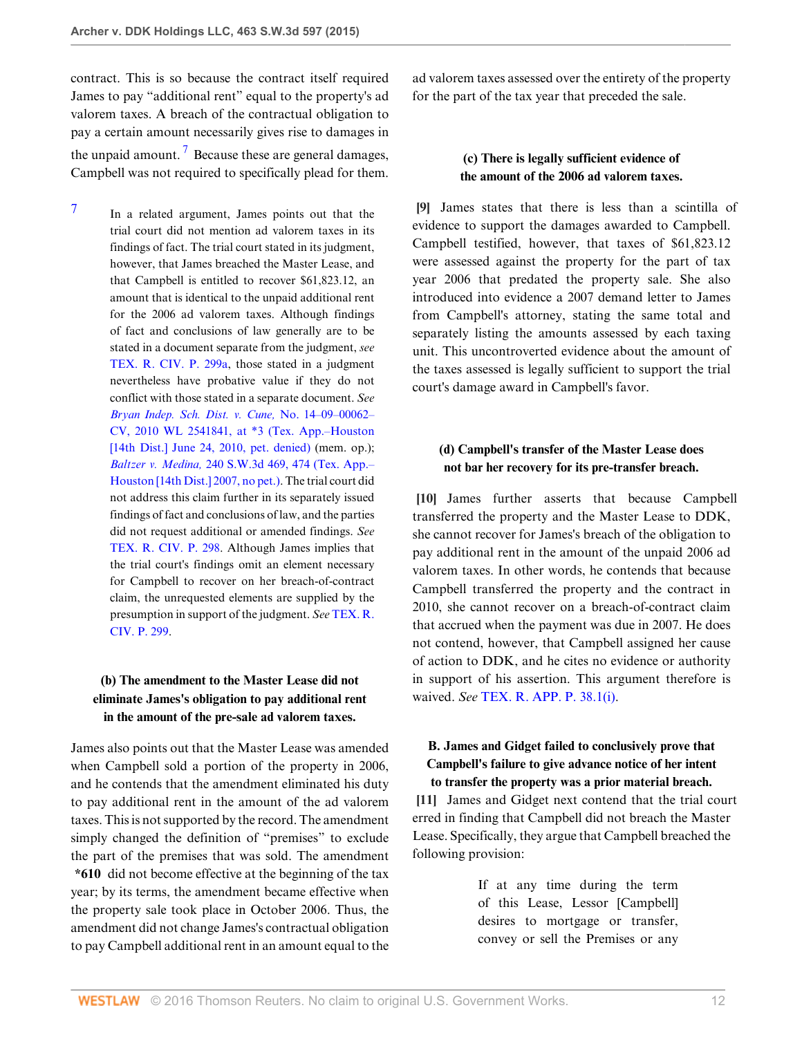contract. This is so because the contract itself required James to pay "additional rent" equal to the property's ad valorem taxes. A breach of the contractual obligation to pay a certain amount necessarily gives rise to damages in the unpaid amount.[7] Because these are general damages, Campbell was not required to specifically plead for them.

7 In a related argument, James points out that the trial court did not mention ad valorem taxes in its findings of fact. The trial court stated in its judgment, however, that James breached the Master Lease, and that Campbell is entitled to recover $61,823.12, an amount that is identical to the unpaid additional rent for the 2006 ad valorem taxes. Although findings of fact and conclusions of law generally are to be stated in a document separate from the judgment, *see* TEX. R. CIV. P. 299a, those stated in a judgment nevertheless have probative value if they do not conflict with those stated in a separate document. *See* *Bryan Indep. Sch. Dist. v. Cune,* No. 14–09–00062–CV, 2010 WL 2541841, at *3 (Tex. App.–Houston [14th Dist.] June 24, 2010, pet. denied) (mem. op.); *Baltzer v. Medina,* 240 S.W.3d 469, 474 (Tex. App.–Houston [14th Dist.] 2007, no pet.). The trial court did not address this claim further in its separately issued findings of fact and conclusions of law, and the parties did not request additional or amended findings. *See* TEX. R. CIV. P. 298. Although James implies that the trial court's findings omit an element necessary for Campbell to recover on her breach-of-contract claim, the unrequested elements are supplied by the presumption in support of the judgment. *See* TEX. R. CIV. P. 299.

### (b) The amendment to the Master Lease did not eliminate James's obligation to pay additional rent in the amount of the pre-sale ad valorem taxes.

James also points out that the Master Lease was amended when Campbell sold a portion of the property in 2006, and he contends that the amendment eliminated his duty to pay additional rent in the amount of the ad valorem taxes. This is not supported by the record. The amendment simply changed the definition of "premises" to exclude the part of the premises that was sold. The amendment *610 did not become effective at the beginning of the tax year; by its terms, the amendment became effective when the property sale took place in October 2006. Thus, the amendment did not change James's contractual obligation to pay Campbell additional rent in an amount equal to the ad valorem taxes assessed over the entirety of the property for the part of the tax year that preceded the sale.

### (c) There is legally sufficient evidence of the amount of the 2006 ad valorem taxes.

**[9]** James states that there is less than a scintilla of evidence to support the damages awarded to Campbell. Campbell testified, however, that taxes of $61,823.12 were assessed against the property for the part of tax year 2006 that predated the property sale. She also introduced into evidence a 2007 demand letter to James from Campbell's attorney, stating the same total and separately listing the amounts assessed by each taxing unit. This uncontroverted evidence about the amount of the taxes assessed is legally sufficient to support the trial court's damage award in Campbell's favor.

### (d) Campbell's transfer of the Master Lease does not bar her recovery for its pre-transfer breach.

**[10]** James further asserts that because Campbell transferred the property and the Master Lease to DDK, she cannot recover for James's breach of the obligation to pay additional rent in the amount of the unpaid 2006 ad valorem taxes. In other words, he contends that because Campbell transferred the property and the contract in 2010, she cannot recover on a breach-of-contract claim that accrued when the payment was due in 2007. He does not contend, however, that Campbell assigned her cause of action to DDK, and he cites no evidence or authority in support of his assertion. This argument therefore is waived. *See* TEX. R. APP. P. 38.1(i).

### B. James and Gidget failed to conclusively prove that Campbell's failure to give advance notice of her intent to transfer the property was a prior material breach.

**[11]** James and Gidget next contend that the trial court erred in finding that Campbell did not breach the Master Lease. Specifically, they argue that Campbell breached the following provision:

> If at any time during the term of this Lease, Lessor [Campbell] desires to mortgage or transfer, convey or sell the Premises or any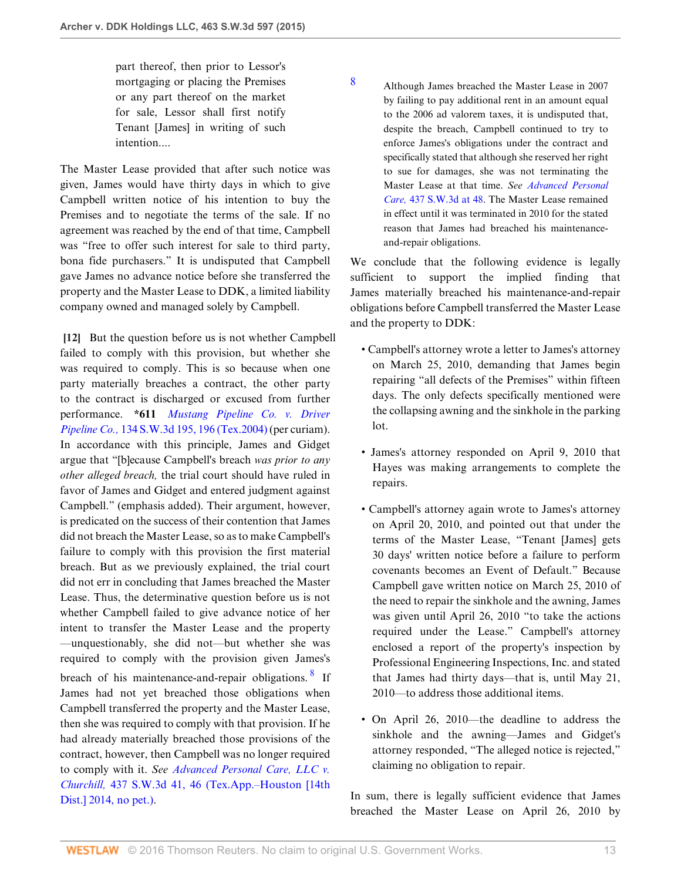part thereof, then prior to Lessor's mortgaging or placing the Premises or any part thereof on the market for sale, Lessor shall first notify Tenant [James] in writing of such intention....

The Master Lease provided that after such notice was given, James would have thirty days in which to give Campbell written notice of his intention to buy the Premises and to negotiate the terms of the sale. If no agreement was reached by the end of that time, Campbell was "free to offer such interest for sale to third party, bona fide purchasers." It is undisputed that Campbell gave James no advance notice before she transferred the property and the Master Lease to DDK, a limited liability company owned and managed solely by Campbell.

**[12]** But the question before us is not whether Campbell failed to comply with this provision, but whether she was required to comply. This is so because when one party materially breaches a contract, the other party to the contract is discharged or excused from further performance. **\*611** *Mustang Pipeline Co. v. Driver Pipeline Co.,* 134 S.W.3d 195, 196 (Tex.2004) (per curiam). In accordance with this principle, James and Gidget argue that "[b]ecause Campbell's breach *was prior to any other alleged breach,* the trial court should have ruled in favor of James and Gidget and entered judgment against Campbell." (emphasis added). Their argument, however, is predicated on the success of their contention that James did not breach the Master Lease, so as to make Campbell's failure to comply with this provision the first material breach. But as we previously explained, the trial court did not err in concluding that James breached the Master Lease. Thus, the determinative question before us is not whether Campbell failed to give advance notice of her intent to transfer the Master Lease and the property —unquestionably, she did not—but whether she was required to comply with the provision given James's breach of his maintenance-and-repair obligations.[8] If James had not yet breached those obligations when Campbell transferred the property and the Master Lease, then she was required to comply with that provision. If he had already materially breached those provisions of the contract, however, then Campbell was no longer required to comply with it. *See Advanced Personal Care, LLC v. Churchill,* 437 S.W.3d 41, 46 (Tex.App.–Houston [14th Dist.] 2014, no pet.).

[8] Although James breached the Master Lease in 2007 by failing to pay additional rent in an amount equal to the 2006 ad valorem taxes, it is undisputed that, despite the breach, Campbell continued to try to enforce James's obligations under the contract and specifically stated that although she reserved her right to sue for damages, she was not terminating the Master Lease at that time. *See Advanced Personal Care,* 437 S.W.3d at 48. The Master Lease remained in effect until it was terminated in 2010 for the stated reason that James had breached his maintenance-and-repair obligations.

We conclude that the following evidence is legally sufficient to support the implied finding that James materially breached his maintenance-and-repair obligations before Campbell transferred the Master Lease and the property to DDK:

- Campbell's attorney wrote a letter to James's attorney on March 25, 2010, demanding that James begin repairing "all defects of the Premises" within fifteen days. The only defects specifically mentioned were the collapsing awning and the sinkhole in the parking lot.
- James's attorney responded on April 9, 2010 that Hayes was making arrangements to complete the repairs.
- Campbell's attorney again wrote to James's attorney on April 20, 2010, and pointed out that under the terms of the Master Lease, "Tenant [James] gets 30 days' written notice before a failure to perform covenants becomes an Event of Default." Because Campbell gave written notice on March 25, 2010 of the need to repair the sinkhole and the awning, James was given until April 26, 2010 "to take the actions required under the Lease." Campbell's attorney enclosed a report of the property's inspection by Professional Engineering Inspections, Inc. and stated that James had thirty days—that is, until May 21, 2010—to address those additional items.
- On April 26, 2010—the deadline to address the sinkhole and the awning—James and Gidget's attorney responded, "The alleged notice is rejected," claiming no obligation to repair.

In sum, there is legally sufficient evidence that James breached the Master Lease on April 26, 2010 by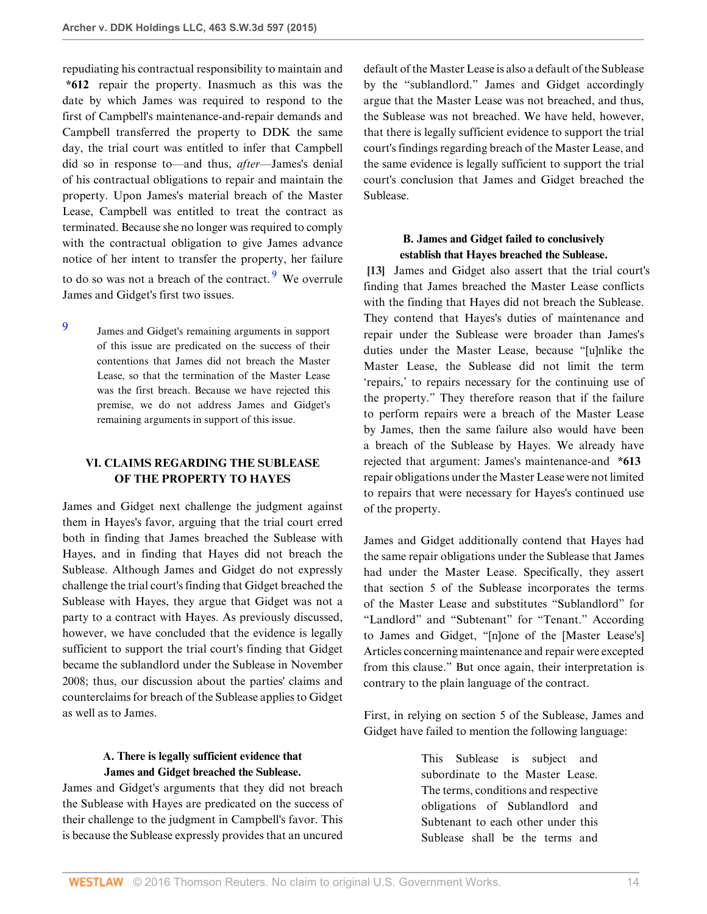repudiating his contractual responsibility to maintain and *612 repair the property. Inasmuch as this was the date by which James was required to respond to the first of Campbell's maintenance-and-repair demands and Campbell transferred the property to DDK the same day, the trial court was entitled to infer that Campbell did so in response to—and thus, *after*—James's denial of his contractual obligations to repair and maintain the property. Upon James's material breach of the Master Lease, Campbell was entitled to treat the contract as terminated. Because she no longer was required to comply with the contractual obligation to give James advance notice of her intent to transfer the property, her failure to do so was not a breach of the contract.[9] We overrule James and Gidget's first two issues.

9 James and Gidget's remaining arguments in support of this issue are predicated on the success of their contentions that James did not breach the Master Lease, so that the termination of the Master Lease was the first breach. Because we have rejected this premise, we do not address James and Gidget's remaining arguments in support of this issue.

## VI. CLAIMS REGARDING THE SUBLEASE OF THE PROPERTY TO HAYES

James and Gidget next challenge the judgment against them in Hayes's favor, arguing that the trial court erred both in finding that James breached the Sublease with Hayes, and in finding that Hayes did not breach the Sublease. Although James and Gidget do not expressly challenge the trial court's finding that Gidget breached the Sublease with Hayes, they argue that Gidget was not a party to a contract with Hayes. As previously discussed, however, we have concluded that the evidence is legally sufficient to support the trial court's finding that Gidget became the sublandlord under the Sublease in November 2008; thus, our discussion about the parties' claims and counterclaims for breach of the Sublease applies to Gidget as well as to James.

### A. There is legally sufficient evidence that James and Gidget breached the Sublease.

James and Gidget's arguments that they did not breach the Sublease with Hayes are predicated on the success of their challenge to the judgment in Campbell's favor. This is because the Sublease expressly provides that an uncured default of the Master Lease is also a default of the Sublease by the "sublandlord." James and Gidget accordingly argue that the Master Lease was not breached, and thus, the Sublease was not breached. We have held, however, that there is legally sufficient evidence to support the trial court's findings regarding breach of the Master Lease, and the same evidence is legally sufficient to support the trial court's conclusion that James and Gidget breached the Sublease.

### B. James and Gidget failed to conclusively establish that Hayes breached the Sublease.

**[13]** James and Gidget also assert that the trial court's finding that James breached the Master Lease conflicts with the finding that Hayes did not breach the Sublease. They contend that Hayes's duties of maintenance and repair under the Sublease were broader than James's duties under the Master Lease, because "[u]nlike the Master Lease, the Sublease did not limit the term 'repairs,' to repairs necessary for the continuing use of the property." They therefore reason that if the failure to perform repairs were a breach of the Master Lease by James, then the same failure also would have been a breach of the Sublease by Hayes. We already have rejected that argument: James's maintenance-and *613 repair obligations under the Master Lease were not limited to repairs that were necessary for Hayes's continued use of the property.

James and Gidget additionally contend that Hayes had the same repair obligations under the Sublease that James had under the Master Lease. Specifically, they assert that section 5 of the Sublease incorporates the terms of the Master Lease and substitutes "Sublandlord" for "Landlord" and "Subtenant" for "Tenant." According to James and Gidget, "[n]one of the [Master Lease's] Articles concerning maintenance and repair were excepted from this clause." But once again, their interpretation is contrary to the plain language of the contract.

First, in relying on section 5 of the Sublease, James and Gidget have failed to mention the following language:

> This Sublease is subject and subordinate to the Master Lease. The terms, conditions and respective obligations of Sublandlord and Subtenant to each other under this Sublease shall be the terms and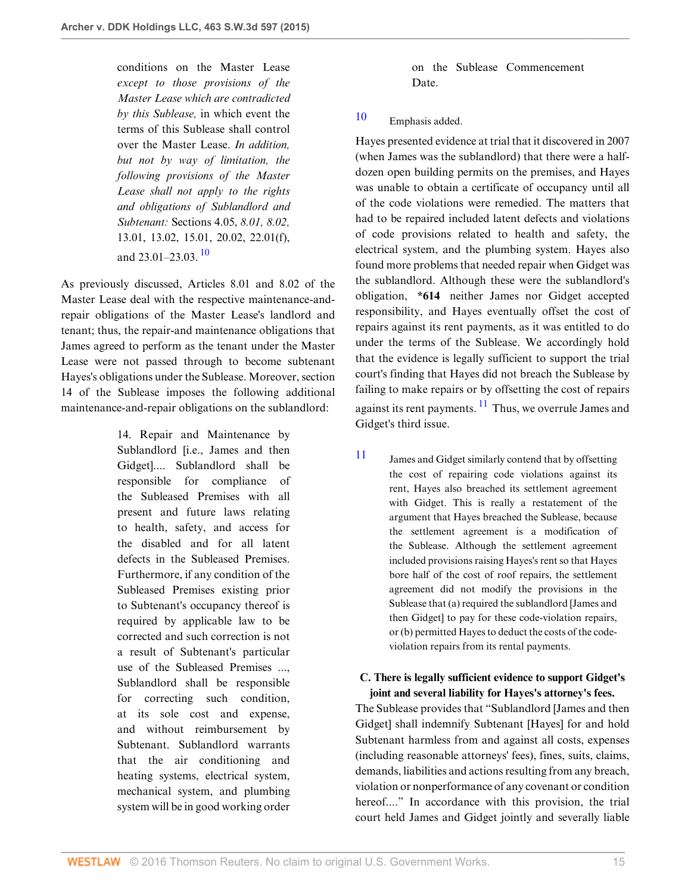conditions on the Master Lease *except to those provisions of the Master Lease which are contradicted by this Sublease,* in which event the terms of this Sublease shall control over the Master Lease. *In addition, but not by way of limitation, the following provisions of the Master Lease shall not apply to the rights and obligations of Sublandlord and Subtenant:* Sections 4.05, *8.01, 8.02,* 13.01, 13.02, 15.01, 20.02, 22.01(f), and 23.01–23.03.[10]

As previously discussed, Articles 8.01 and 8.02 of the Master Lease deal with the respective maintenance-and-repair obligations of the Master Lease's landlord and tenant; thus, the repair-and maintenance obligations that James agreed to perform as the tenant under the Master Lease were not passed through to become subtenant Hayes's obligations under the Sublease. Moreover, section 14 of the Sublease imposes the following additional maintenance-and-repair obligations on the sublandlord:

> 14. Repair and Maintenance by Sublandlord [i.e., James and then Gidget].... Sublandlord shall be responsible for compliance of the Subleased Premises with all present and future laws relating to health, safety, and access for the disabled and for all latent defects in the Subleased Premises. Furthermore, if any condition of the Subleased Premises existing prior to Subtenant's occupancy thereof is required by applicable law to be corrected and such correction is not a result of Subtenant's particular use of the Subleased Premises ..., Sublandlord shall be responsible for correcting such condition, at its sole cost and expense, and without reimbursement by Subtenant. Sublandlord warrants that the air conditioning and heating systems, electrical system, mechanical system, and plumbing system will be in good working order on the Sublease Commencement Date.

[10] Emphasis added.

Hayes presented evidence at trial that it discovered in 2007 (when James was the sublandlord) that there were a half-dozen open building permits on the premises, and Hayes was unable to obtain a certificate of occupancy until all of the code violations were remedied. The matters that had to be repaired included latent defects and violations of code provisions related to health and safety, the electrical system, and the plumbing system. Hayes also found more problems that needed repair when Gidget was the sublandlord. Although these were the sublandlord's obligation, **\*614** neither James nor Gidget accepted responsibility, and Hayes eventually offset the cost of repairs against its rent payments, as it was entitled to do under the terms of the Sublease. We accordingly hold that the evidence is legally sufficient to support the trial court's finding that Hayes did not breach the Sublease by failing to make repairs or by offsetting the cost of repairs against its rent payments.[11] Thus, we overrule James and Gidget's third issue.

[11] James and Gidget similarly contend that by offsetting the cost of repairing code violations against its rent, Hayes also breached its settlement agreement with Gidget. This is really a restatement of the argument that Hayes breached the Sublease, because the settlement agreement is a modification of the Sublease. Although the settlement agreement included provisions raising Hayes's rent so that Hayes bore half of the cost of roof repairs, the settlement agreement did not modify the provisions in the Sublease that (a) required the sublandlord [James and then Gidget] to pay for these code-violation repairs, or (b) permitted Hayes to deduct the costs of the code-violation repairs from its rental payments.

### C. There is legally sufficient evidence to support Gidget's joint and several liability for Hayes's attorney's fees.

The Sublease provides that "Sublandlord [James and then Gidget] shall indemnify Subtenant [Hayes] for and hold Subtenant harmless from and against all costs, expenses (including reasonable attorneys' fees), fines, suits, claims, demands, liabilities and actions resulting from any breach, violation or nonperformance of any covenant or condition hereof...." In accordance with this provision, the trial court held James and Gidget jointly and severally liable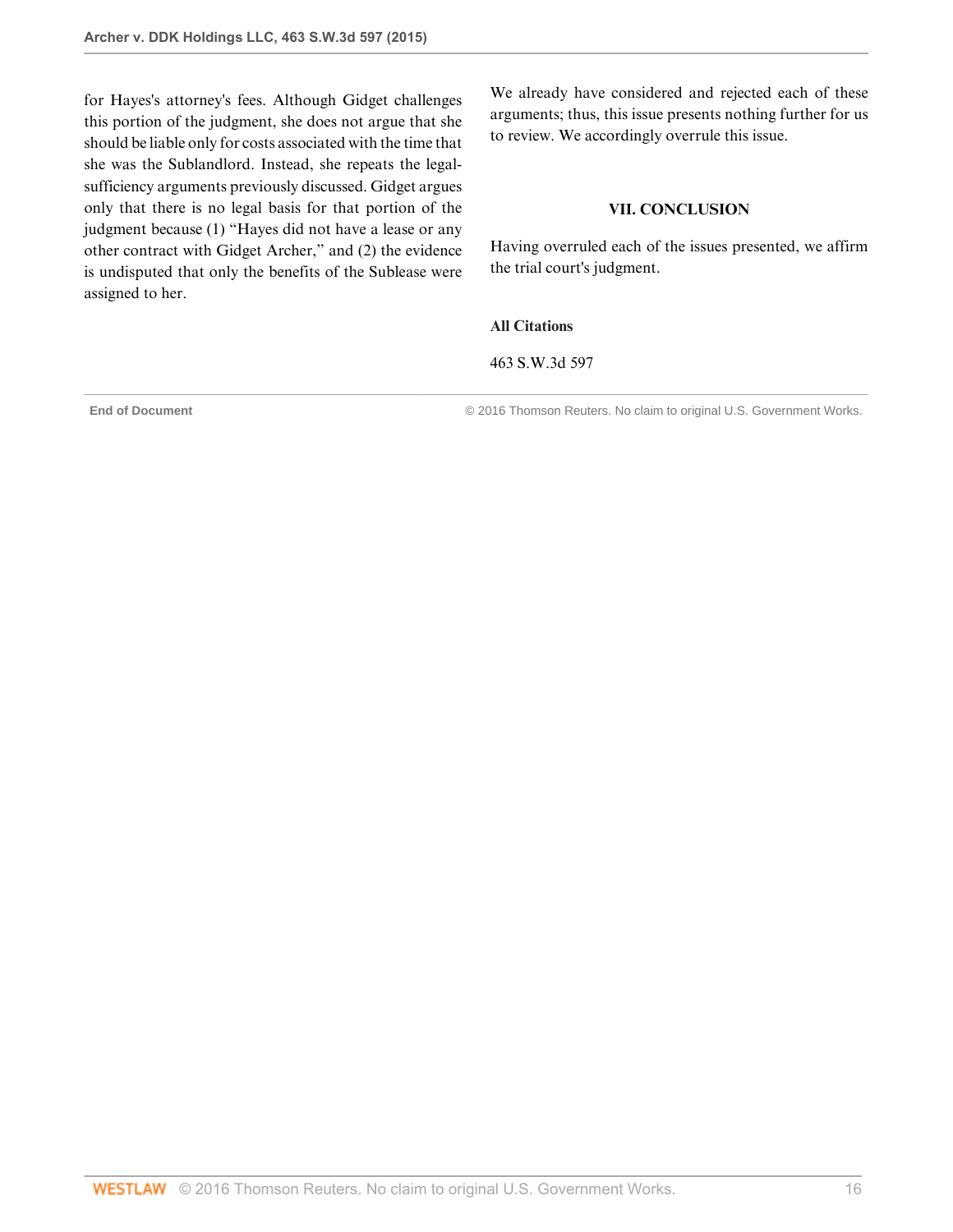for Hayes's attorney's fees. Although Gidget challenges this portion of the judgment, she does not argue that she should be liable only for costs associated with the time that she was the Sublandlord. Instead, she repeats the legal-sufficiency arguments previously discussed. Gidget argues only that there is no legal basis for that portion of the judgment because (1) "Hayes did not have a lease or any other contract with Gidget Archer," and (2) the evidence is undisputed that only the benefits of the Sublease were assigned to her.

We already have considered and rejected each of these arguments; thus, this issue presents nothing further for us to review. We accordingly overrule this issue.

## VII. CONCLUSION

Having overruled each of the issues presented, we affirm the trial court's judgment.

**All Citations**

463 S.W.3d 597

End of Document